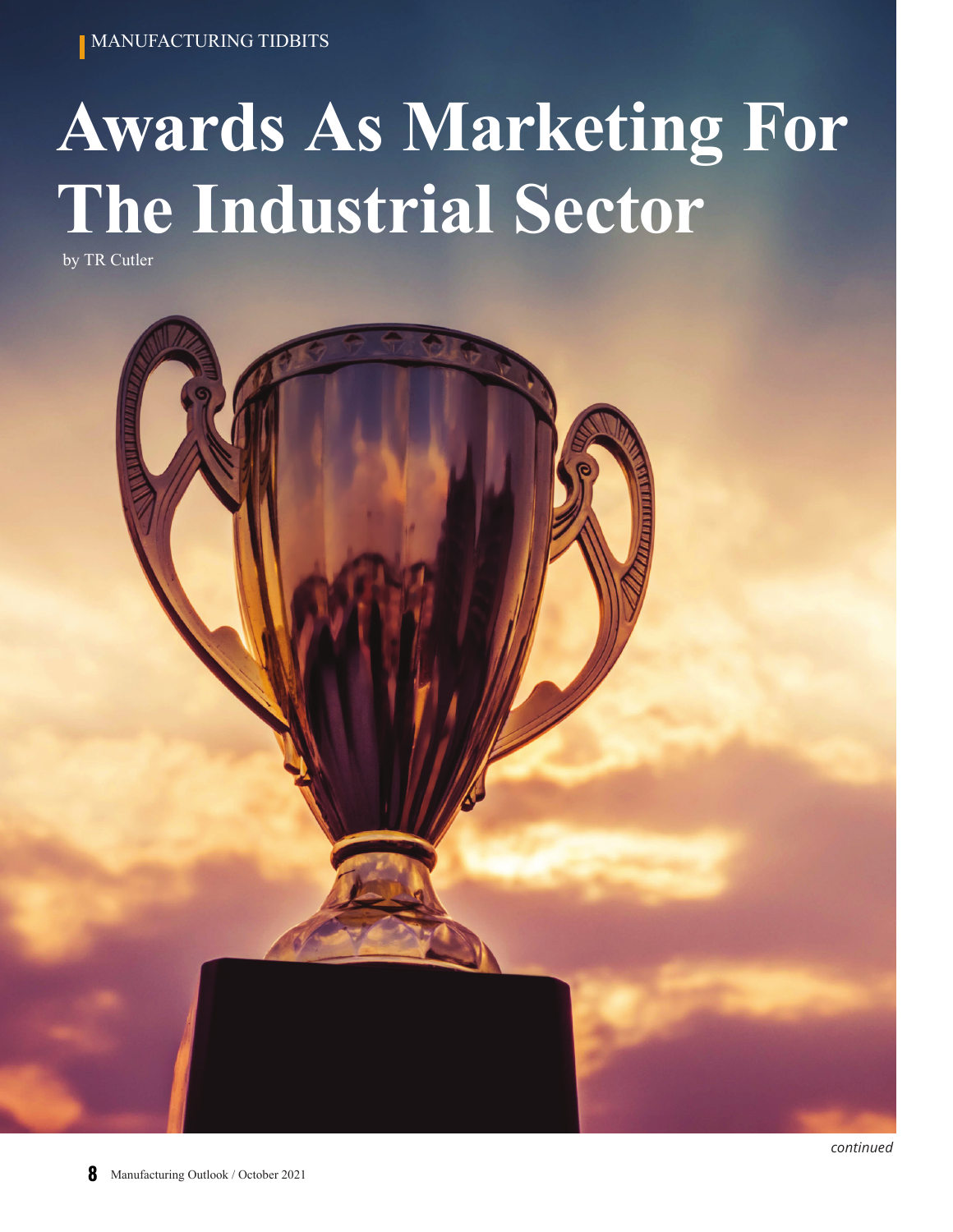MANUFACTURING TIDBITS

# Awards As Marketing For The Industrial Sector

by TR Cutler

*continued*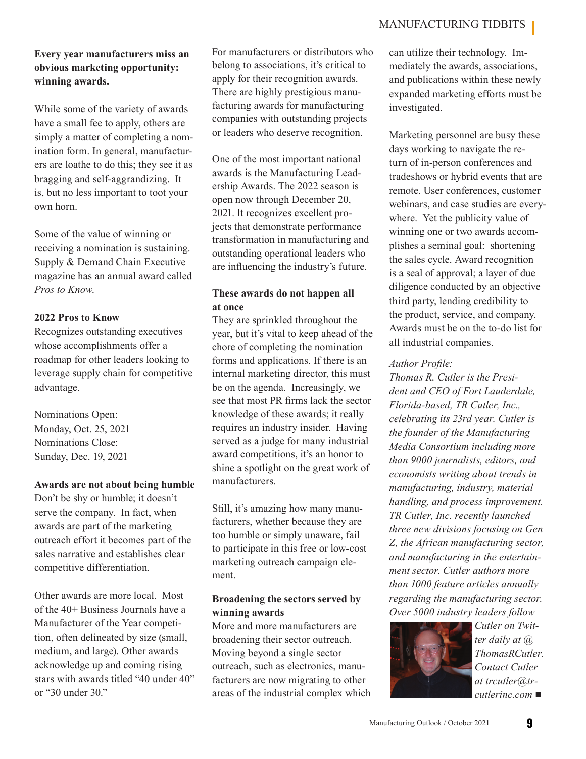**Every year manufacturers miss an obvious marketing opportunity: winning awards.**

While some of the variety of awards have a small fee to apply, others are simply a matter of completing a nomination form. In general, manufacturers are loathe to do this; they see it as bragging and self-aggrandizing. It is, but no less important to toot your own horn.

Some of the value of winning or receiving a nomination is sustaining. Supply & Demand Chain Executive magazine has an annual award called *Pros to Know*.

**2022 Pros to Know**

Recognizes outstanding executives whose accomplishments offer a roadmap for other leaders looking to leverage supply chain for competitive advantage.

Nominations Open:
Monday, Oct. 25, 2021
Nominations Close:
Sunday, Dec. 19, 2021

**Awards are not about being humble**

Don't be shy or humble; it doesn't serve the company. In fact, when awards are part of the marketing outreach effort it becomes part of the sales narrative and establishes clear competitive differentiation.

Other awards are more local. Most of the 40+ Business Journals have a Manufacturer of the Year competition, often delineated by size (small, medium, and large). Other awards acknowledge up and coming rising stars with awards titled "40 under 40" or "30 under 30."

For manufacturers or distributors who belong to associations, it's critical to apply for their recognition awards. There are highly prestigious manufacturing awards for manufacturing companies with outstanding projects or leaders who deserve recognition.

One of the most important national awards is the Manufacturing Leadership Awards. The 2022 season is open now through December 20, 2021. It recognizes excellent projects that demonstrate performance transformation in manufacturing and outstanding operational leaders who are influencing the industry's future.

**These awards do not happen all at once**

They are sprinkled throughout the year, but it's vital to keep ahead of the chore of completing the nomination forms and applications. If there is an internal marketing director, this must be on the agenda. Increasingly, we see that most PR firms lack the sector knowledge of these awards; it really requires an industry insider. Having served as a judge for many industrial award competitions, it's an honor to shine a spotlight on the great work of manufacturers.

Still, it's amazing how many manufacturers, whether because they are too humble or simply unaware, fail to participate in this free or low-cost marketing outreach campaign element.

**Broadening the sectors served by winning awards**

More and more manufacturers are broadening their sector outreach. Moving beyond a single sector outreach, such as electronics, manufacturers are now migrating to other areas of the industrial complex which can utilize their technology. Immediately the awards, associations, and publications within these newly expanded marketing efforts must be investigated.

Marketing personnel are busy these days working to navigate the return of in-person conferences and tradeshows or hybrid events that are remote. User conferences, customer webinars, and case studies are everywhere. Yet the publicity value of winning one or two awards accomplishes a seminal goal: shortening the sales cycle. Award recognition is a seal of approval; a layer of due diligence conducted by an objective third party, lending credibility to the product, service, and company. Awards must be on the to-do list for all industrial companies.

*Author Profile:*
*Thomas R. Cutler is the President and CEO of Fort Lauderdale, Florida-based, TR Cutler, Inc., celebrating its 23rd year. Cutler is the founder of the Manufacturing Media Consortium including more than 9000 journalists, editors, and economists writing about trends in manufacturing, industry, material handling, and process improvement. TR Cutler, Inc. recently launched three new divisions focusing on Gen Z, the African manufacturing sector, and manufacturing in the entertainment sector. Cutler authors more than 1000 feature articles annually regarding the manufacturing sector. Over 5000 industry leaders follow Cutler on Twitter daily at @ThomasRCutler. Contact Cutler at trcutler@trcutlerinc.com* ■